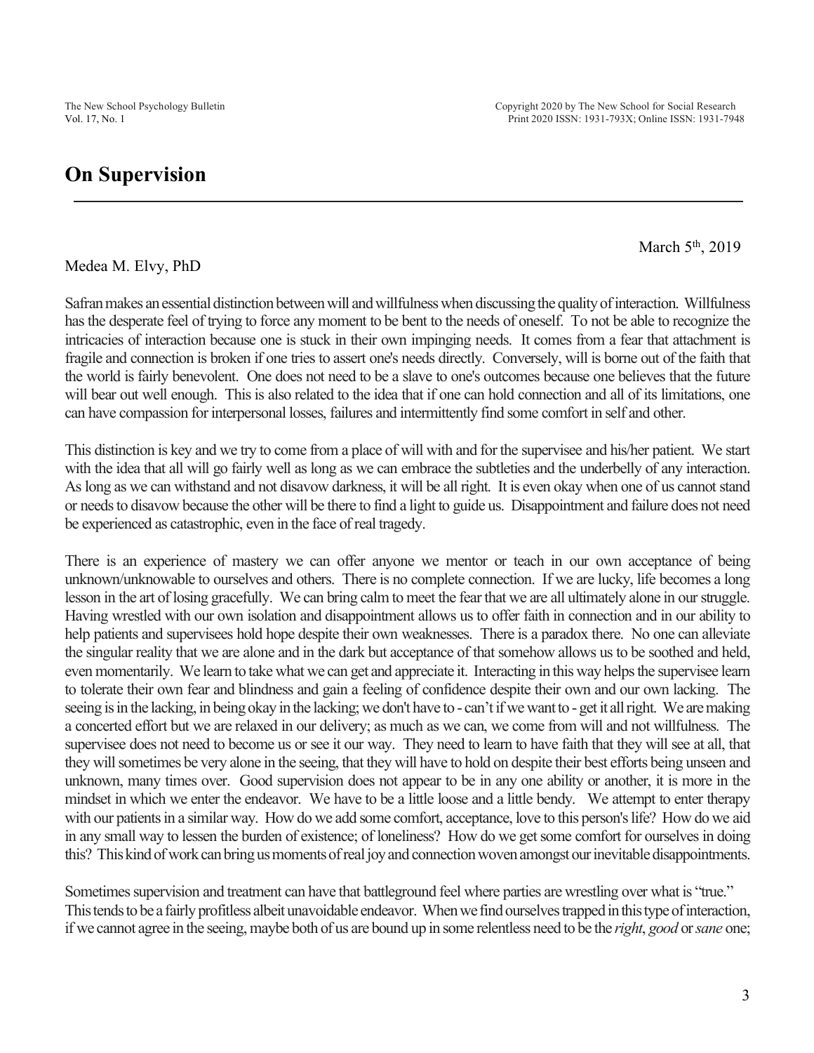# On Supervision

March 5th, 2019

Medea M. Elvy, PhD

Safran makes an essential distinction between will and willfulness when discussing the quality of interaction. Willfulness has the desperate feel of trying to force any moment to be bent to the needs of oneself. To not be able to recognize the intricacies of interaction because one is stuck in their own impinging needs. It comes from a fear that attachment is fragile and connection is broken if one tries to assert one's needs directly. Conversely, will is borne out of the faith that the world is fairly benevolent. One does not need to be a slave to one's outcomes because one believes that the future will bear out well enough. This is also related to the idea that if one can hold connection and all of its limitations, one can have compassion for interpersonal losses, failures and intermittently find some comfort in self and other.

This distinction is key and we try to come from a place of will with and for the supervisee and his/her patient. We start with the idea that all will go fairly well as long as we can embrace the subtleties and the underbelly of any interaction. As long as we can withstand and not disavow darkness, it will be all right. It is even okay when one of us cannot stand or needs to disavow because the other will be there to find a light to guide us. Disappointment and failure does not need be experienced as catastrophic, even in the face of real tragedy.

There is an experience of mastery we can offer anyone we mentor or teach in our own acceptance of being unknown/unknowable to ourselves and others. There is no complete connection. If we are lucky, life becomes a long lesson in the art of losing gracefully. We can bring calm to meet the fear that we are all ultimately alone in our struggle. Having wrestled with our own isolation and disappointment allows us to offer faith in connection and in our ability to help patients and supervisees hold hope despite their own weaknesses. There is a paradox there. No one can alleviate the singular reality that we are alone and in the dark but acceptance of that somehow allows us to be soothed and held, even momentarily. We learn to take what we can get and appreciate it. Interacting in this way helps the supervisee learn to tolerate their own fear and blindness and gain a feeling of confidence despite their own and our own lacking. The seeing is in the lacking, in being okay in the lacking; we don't have to - can't if we want to - get it all right. We are making a concerted effort but we are relaxed in our delivery; as much as we can, we come from will and not willfulness. The supervisee does not need to become us or see it our way. They need to learn to have faith that they will see at all, that they will sometimes be very alone in the seeing, that they will have to hold on despite their best efforts being unseen and unknown, many times over. Good supervision does not appear to be in any one ability or another, it is more in the mindset in which we enter the endeavor. We have to be a little loose and a little bendy. We attempt to enter therapy with our patients in a similar way. How do we add some comfort, acceptance, love to this person's life? How do we aid in any small way to lessen the burden of existence; of loneliness? How do we get some comfort for ourselves in doing this? This kind of work can bring us moments of real joy and connection woven amongst our inevitable disappointments.

Sometimes supervision and treatment can have that battleground feel where parties are wrestling over what is "true." This tends to be a fairly profitless albeit unavoidable endeavor. When we find ourselves trapped in this type of interaction, if we cannot agree in the seeing, maybe both of us are bound up in some relentless need to be the *right*, *good* or *sane* one;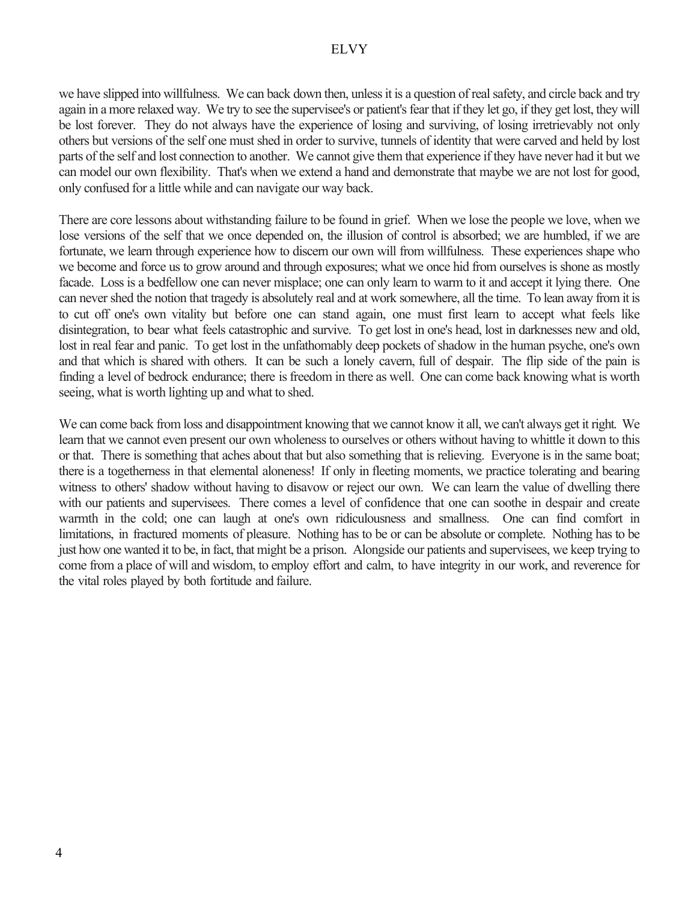we have slipped into willfulness. We can back down then, unless it is a question of real safety, and circle back and try again in a more relaxed way. We try to see the supervisee's or patient's fear that if they let go, if they get lost, they will be lost forever. They do not always have the experience of losing and surviving, of losing irretrievably not only others but versions of the self one must shed in order to survive, tunnels of identity that were carved and held by lost parts of the self and lost connection to another. We cannot give them that experience if they have never had it but we can model our own flexibility. That's when we extend a hand and demonstrate that maybe we are not lost for good, only confused for a little while and can navigate our way back.

There are core lessons about withstanding failure to be found in grief. When we lose the people we love, when we lose versions of the self that we once depended on, the illusion of control is absorbed; we are humbled, if we are fortunate, we learn through experience how to discern our own will from willfulness. These experiences shape who we become and force us to grow around and through exposures; what we once hid from ourselves is shone as mostly facade. Loss is a bedfellow one can never misplace; one can only learn to warm to it and accept it lying there. One can never shed the notion that tragedy is absolutely real and at work somewhere, all the time. To lean away from it is to cut off one's own vitality but before one can stand again, one must first learn to accept what feels like disintegration, to bear what feels catastrophic and survive. To get lost in one's head, lost in darknesses new and old, lost in real fear and panic. To get lost in the unfathomably deep pockets of shadow in the human psyche, one's own and that which is shared with others. It can be such a lonely cavern, full of despair. The flip side of the pain is finding a level of bedrock endurance; there is freedom in there as well. One can come back knowing what is worth seeing, what is worth lighting up and what to shed.

We can come back from loss and disappointment knowing that we cannot know it all, we can't always get it right. We learn that we cannot even present our own wholeness to ourselves or others without having to whittle it down to this or that. There is something that aches about that but also something that is relieving. Everyone is in the same boat; there is a togetherness in that elemental aloneness! If only in fleeting moments, we practice tolerating and bearing witness to others' shadow without having to disavow or reject our own. We can learn the value of dwelling there with our patients and supervisees. There comes a level of confidence that one can soothe in despair and create warmth in the cold; one can laugh at one's own ridiculousness and smallness. One can find comfort in limitations, in fractured moments of pleasure. Nothing has to be or can be absolute or complete. Nothing has to be just how one wanted it to be, in fact, that might be a prison. Alongside our patients and supervisees, we keep trying to come from a place of will and wisdom, to employ effort and calm, to have integrity in our work, and reverence for the vital roles played by both fortitude and failure.